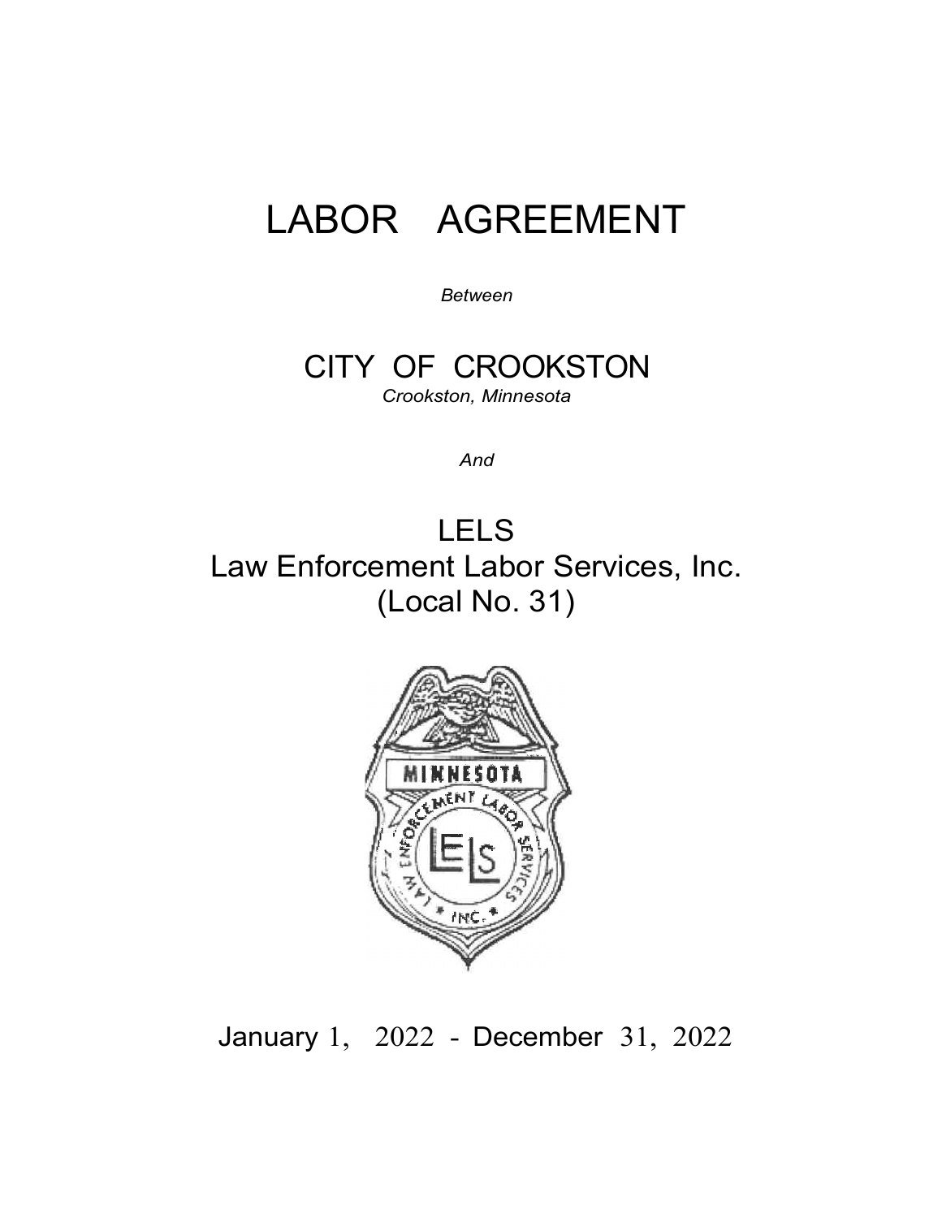# LABOR AGREEMENT

*Between*

## CITY OF CROOKSTON

*Crookston, Minnesota*

*And*

## LELS
## Law Enforcement Labor Services, Inc.
## (Local No. 31)

January 1, 2022 - December 31, 2022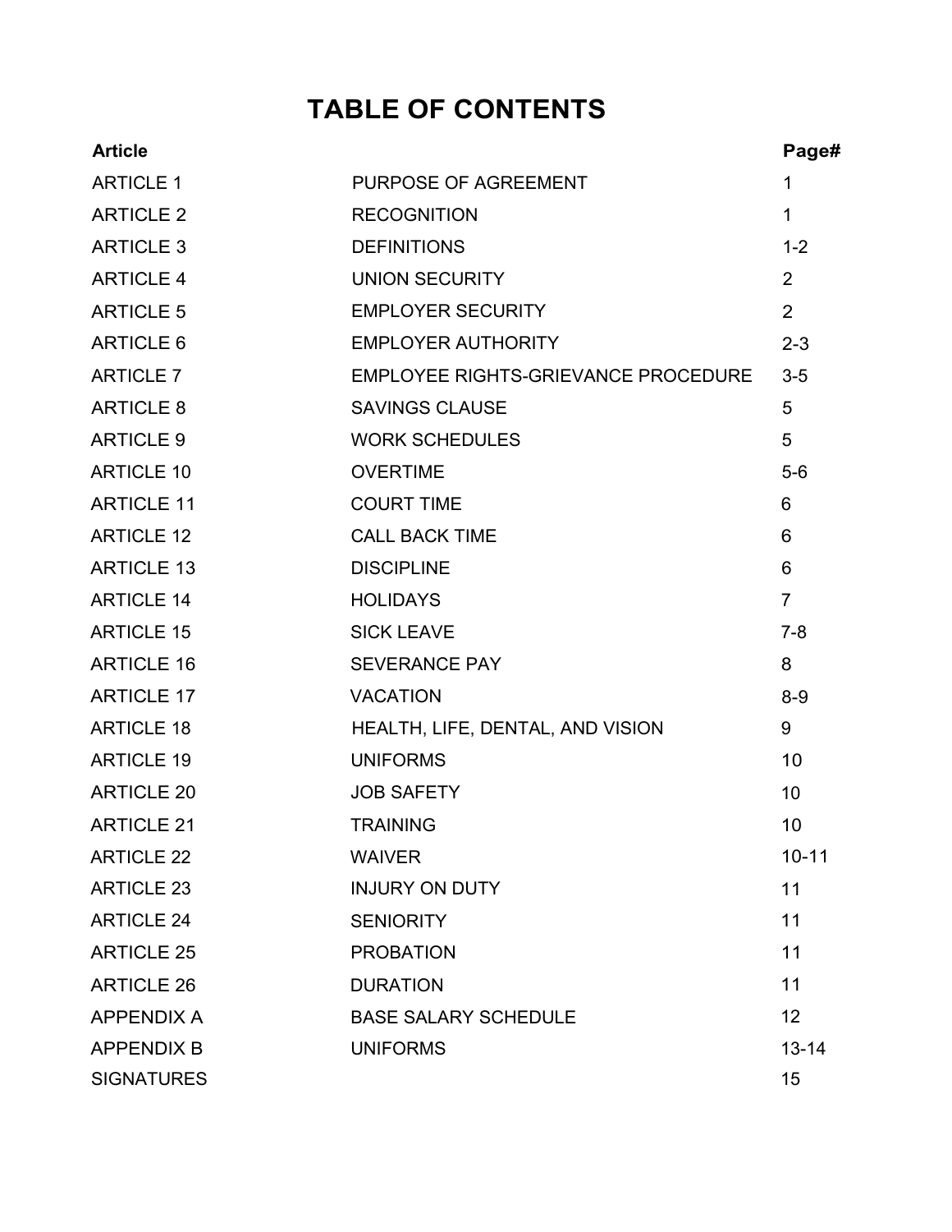# TABLE OF CONTENTS

| Article | | Page# |
|---|---|---|
| ARTICLE 1 | PURPOSE OF AGREEMENT | 1 |
| ARTICLE 2 | RECOGNITION | 1 |
| ARTICLE 3 | DEFINITIONS | 1-2 |
| ARTICLE 4 | UNION SECURITY | 2 |
| ARTICLE 5 | EMPLOYER SECURITY | 2 |
| ARTICLE 6 | EMPLOYER AUTHORITY | 2-3 |
| ARTICLE 7 | EMPLOYEE RIGHTS-GRIEVANCE PROCEDURE | 3-5 |
| ARTICLE 8 | SAVINGS CLAUSE | 5 |
| ARTICLE 9 | WORK SCHEDULES | 5 |
| ARTICLE 10 | OVERTIME | 5-6 |
| ARTICLE 11 | COURT TIME | 6 |
| ARTICLE 12 | CALL BACK TIME | 6 |
| ARTICLE 13 | DISCIPLINE | 6 |
| ARTICLE 14 | HOLIDAYS | 7 |
| ARTICLE 15 | SICK LEAVE | 7-8 |
| ARTICLE 16 | SEVERANCE PAY | 8 |
| ARTICLE 17 | VACATION | 8-9 |
| ARTICLE 18 | HEALTH, LIFE, DENTAL, AND VISION | 9 |
| ARTICLE 19 | UNIFORMS | 10 |
| ARTICLE 20 | JOB SAFETY | 10 |
| ARTICLE 21 | TRAINING | 10 |
| ARTICLE 22 | WAIVER | 10-11 |
| ARTICLE 23 | INJURY ON DUTY | 11 |
| ARTICLE 24 | SENIORITY | 11 |
| ARTICLE 25 | PROBATION | 11 |
| ARTICLE 26 | DURATION | 11 |
| APPENDIX A | BASE SALARY SCHEDULE | 12 |
| APPENDIX B | UNIFORMS | 13-14 |
| SIGNATURES | | 15 |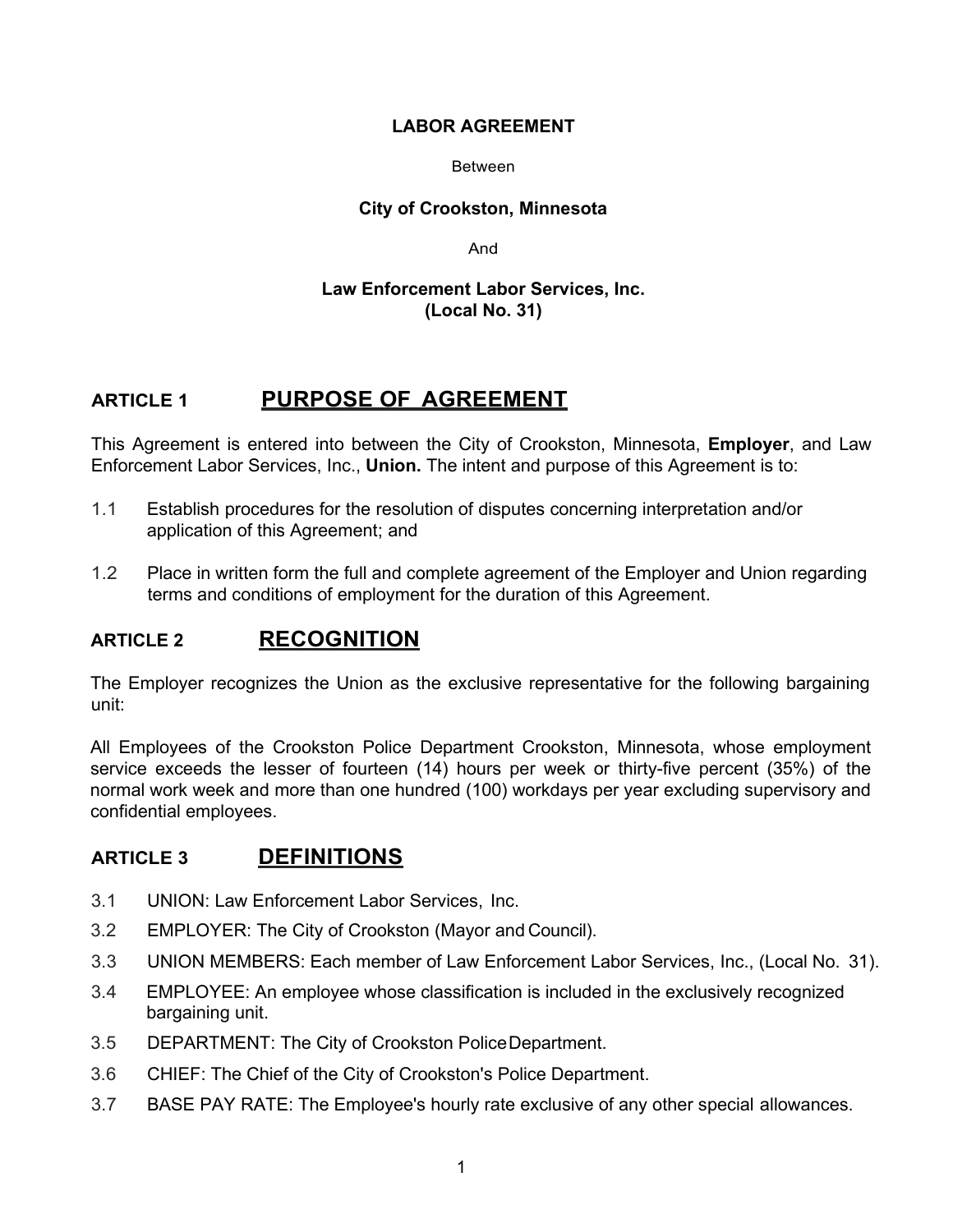**LABOR AGREEMENT**

Between

**City of Crookston, Minnesota**

And

**Law Enforcement Labor Services, Inc.**
**(Local No. 31)**

## ARTICLE 1 PURPOSE OF AGREEMENT

This Agreement is entered into between the City of Crookston, Minnesota, **Employer**, and Law Enforcement Labor Services, Inc., **Union.** The intent and purpose of this Agreement is to:

1.1 Establish procedures for the resolution of disputes concerning interpretation and/or application of this Agreement; and

1.2 Place in written form the full and complete agreement of the Employer and Union regarding terms and conditions of employment for the duration of this Agreement.

## ARTICLE 2 RECOGNITION

The Employer recognizes the Union as the exclusive representative for the following bargaining unit:

All Employees of the Crookston Police Department Crookston, Minnesota, whose employment service exceeds the lesser of fourteen (14) hours per week or thirty-five percent (35%) of the normal work week and more than one hundred (100) workdays per year excluding supervisory and confidential employees.

## ARTICLE 3 DEFINITIONS

3.1 UNION: Law Enforcement Labor Services, Inc.

3.2 EMPLOYER: The City of Crookston (Mayor and Council).

3.3 UNION MEMBERS: Each member of Law Enforcement Labor Services, Inc., (Local No. 31).

3.4 EMPLOYEE: An employee whose classification is included in the exclusively recognized bargaining unit.

3.5 DEPARTMENT: The City of Crookston Police Department.

3.6 CHIEF: The Chief of the City of Crookston's Police Department.

3.7 BASE PAY RATE: The Employee's hourly rate exclusive of any other special allowances.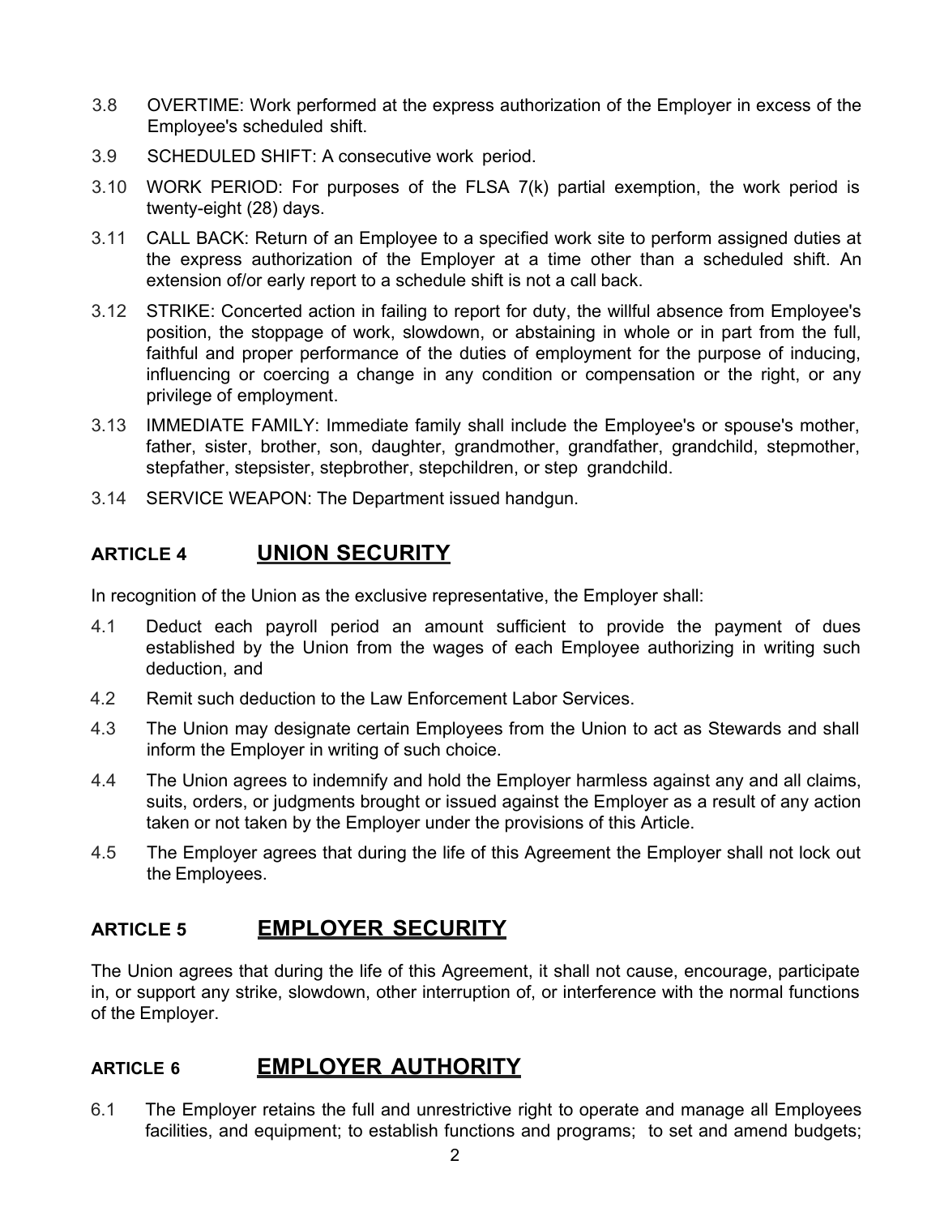3.8 OVERTIME: Work performed at the express authorization of the Employer in excess of the Employee's scheduled shift.

3.9 SCHEDULED SHIFT: A consecutive work period.

3.10 WORK PERIOD: For purposes of the FLSA 7(k) partial exemption, the work period is twenty-eight (28) days.

3.11 CALL BACK: Return of an Employee to a specified work site to perform assigned duties at the express authorization of the Employer at a time other than a scheduled shift. An extension of/or early report to a schedule shift is not a call back.

3.12 STRIKE: Concerted action in failing to report for duty, the willful absence from Employee's position, the stoppage of work, slowdown, or abstaining in whole or in part from the full, faithful and proper performance of the duties of employment for the purpose of inducing, influencing or coercing a change in any condition or compensation or the right, or any privilege of employment.

3.13 IMMEDIATE FAMILY: Immediate family shall include the Employee's or spouse's mother, father, sister, brother, son, daughter, grandmother, grandfather, grandchild, stepmother, stepfather, stepsister, stepbrother, stepchildren, or step grandchild.

3.14 SERVICE WEAPON: The Department issued handgun.

## ARTICLE 4 UNION SECURITY

In recognition of the Union as the exclusive representative, the Employer shall:

4.1 Deduct each payroll period an amount sufficient to provide the payment of dues established by the Union from the wages of each Employee authorizing in writing such deduction, and

4.2 Remit such deduction to the Law Enforcement Labor Services.

4.3 The Union may designate certain Employees from the Union to act as Stewards and shall inform the Employer in writing of such choice.

4.4 The Union agrees to indemnify and hold the Employer harmless against any and all claims, suits, orders, or judgments brought or issued against the Employer as a result of any action taken or not taken by the Employer under the provisions of this Article.

4.5 The Employer agrees that during the life of this Agreement the Employer shall not lock out the Employees.

## ARTICLE 5 EMPLOYER SECURITY

The Union agrees that during the life of this Agreement, it shall not cause, encourage, participate in, or support any strike, slowdown, other interruption of, or interference with the normal functions of the Employer.

## ARTICLE 6 EMPLOYER AUTHORITY

6.1 The Employer retains the full and unrestrictive right to operate and manage all Employees facilities, and equipment; to establish functions and programs; to set and amend budgets;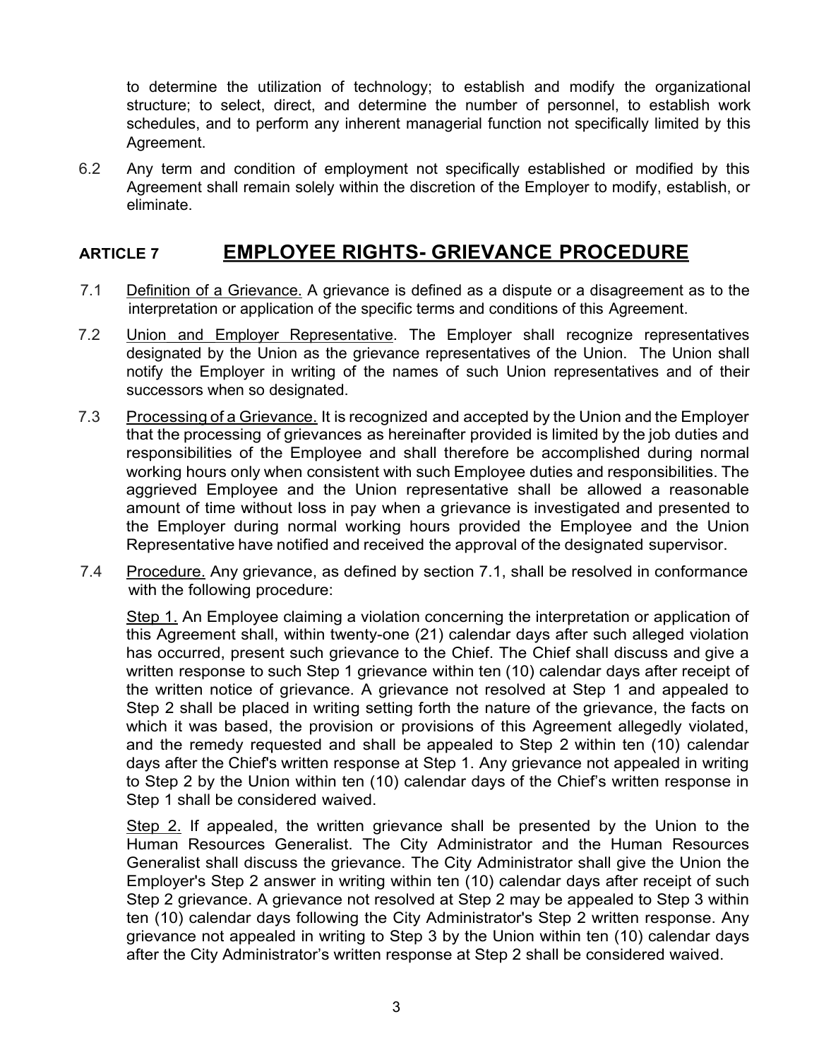to determine the utilization of technology; to establish and modify the organizational structure; to select, direct, and determine the number of personnel, to establish work schedules, and to perform any inherent managerial function not specifically limited by this Agreement.

6.2 Any term and condition of employment not specifically established or modified by this Agreement shall remain solely within the discretion of the Employer to modify, establish, or eliminate.

## ARTICLE 7 EMPLOYEE RIGHTS- GRIEVANCE PROCEDURE

7.1 Definition of a Grievance. A grievance is defined as a dispute or a disagreement as to the interpretation or application of the specific terms and conditions of this Agreement.

7.2 Union and Employer Representative. The Employer shall recognize representatives designated by the Union as the grievance representatives of the Union. The Union shall notify the Employer in writing of the names of such Union representatives and of their successors when so designated.

7.3 Processing of a Grievance. It is recognized and accepted by the Union and the Employer that the processing of grievances as hereinafter provided is limited by the job duties and responsibilities of the Employee and shall therefore be accomplished during normal working hours only when consistent with such Employee duties and responsibilities. The aggrieved Employee and the Union representative shall be allowed a reasonable amount of time without loss in pay when a grievance is investigated and presented to the Employer during normal working hours provided the Employee and the Union Representative have notified and received the approval of the designated supervisor.

7.4 Procedure. Any grievance, as defined by section 7.1, shall be resolved in conformance with the following procedure:

Step 1. An Employee claiming a violation concerning the interpretation or application of this Agreement shall, within twenty-one (21) calendar days after such alleged violation has occurred, present such grievance to the Chief. The Chief shall discuss and give a written response to such Step 1 grievance within ten (10) calendar days after receipt of the written notice of grievance. A grievance not resolved at Step 1 and appealed to Step 2 shall be placed in writing setting forth the nature of the grievance, the facts on which it was based, the provision or provisions of this Agreement allegedly violated, and the remedy requested and shall be appealed to Step 2 within ten (10) calendar days after the Chief's written response at Step 1. Any grievance not appealed in writing to Step 2 by the Union within ten (10) calendar days of the Chief's written response in Step 1 shall be considered waived.

Step 2. If appealed, the written grievance shall be presented by the Union to the Human Resources Generalist. The City Administrator and the Human Resources Generalist shall discuss the grievance. The City Administrator shall give the Union the Employer's Step 2 answer in writing within ten (10) calendar days after receipt of such Step 2 grievance. A grievance not resolved at Step 2 may be appealed to Step 3 within ten (10) calendar days following the City Administrator's Step 2 written response. Any grievance not appealed in writing to Step 3 by the Union within ten (10) calendar days after the City Administrator's written response at Step 2 shall be considered waived.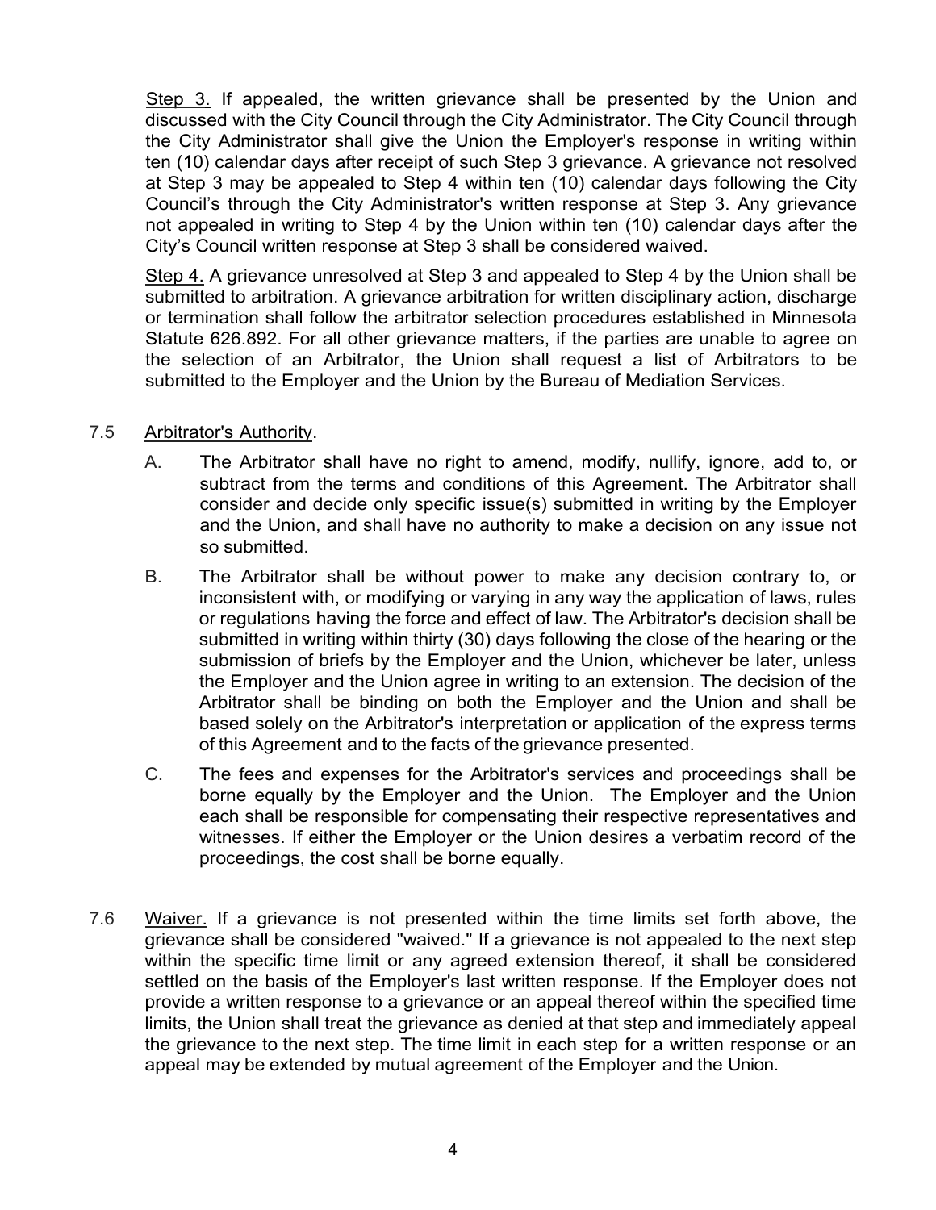Step 3. If appealed, the written grievance shall be presented by the Union and discussed with the City Council through the City Administrator. The City Council through the City Administrator shall give the Union the Employer's response in writing within ten (10) calendar days after receipt of such Step 3 grievance. A grievance not resolved at Step 3 may be appealed to Step 4 within ten (10) calendar days following the City Council's through the City Administrator's written response at Step 3. Any grievance not appealed in writing to Step 4 by the Union within ten (10) calendar days after the City's Council written response at Step 3 shall be considered waived.

Step 4. A grievance unresolved at Step 3 and appealed to Step 4 by the Union shall be submitted to arbitration. A grievance arbitration for written disciplinary action, discharge or termination shall follow the arbitrator selection procedures established in Minnesota Statute 626.892. For all other grievance matters, if the parties are unable to agree on the selection of an Arbitrator, the Union shall request a list of Arbitrators to be submitted to the Employer and the Union by the Bureau of Mediation Services.

7.5 Arbitrator's Authority.

A. The Arbitrator shall have no right to amend, modify, nullify, ignore, add to, or subtract from the terms and conditions of this Agreement. The Arbitrator shall consider and decide only specific issue(s) submitted in writing by the Employer and the Union, and shall have no authority to make a decision on any issue not so submitted.

B. The Arbitrator shall be without power to make any decision contrary to, or inconsistent with, or modifying or varying in any way the application of laws, rules or regulations having the force and effect of law. The Arbitrator's decision shall be submitted in writing within thirty (30) days following the close of the hearing or the submission of briefs by the Employer and the Union, whichever be later, unless the Employer and the Union agree in writing to an extension. The decision of the Arbitrator shall be binding on both the Employer and the Union and shall be based solely on the Arbitrator's interpretation or application of the express terms of this Agreement and to the facts of the grievance presented.

C. The fees and expenses for the Arbitrator's services and proceedings shall be borne equally by the Employer and the Union. The Employer and the Union each shall be responsible for compensating their respective representatives and witnesses. If either the Employer or the Union desires a verbatim record of the proceedings, the cost shall be borne equally.

7.6 Waiver. If a grievance is not presented within the time limits set forth above, the grievance shall be considered "waived." If a grievance is not appealed to the next step within the specific time limit or any agreed extension thereof, it shall be considered settled on the basis of the Employer's last written response. If the Employer does not provide a written response to a grievance or an appeal thereof within the specified time limits, the Union shall treat the grievance as denied at that step and immediately appeal the grievance to the next step. The time limit in each step for a written response or an appeal may be extended by mutual agreement of the Employer and the Union.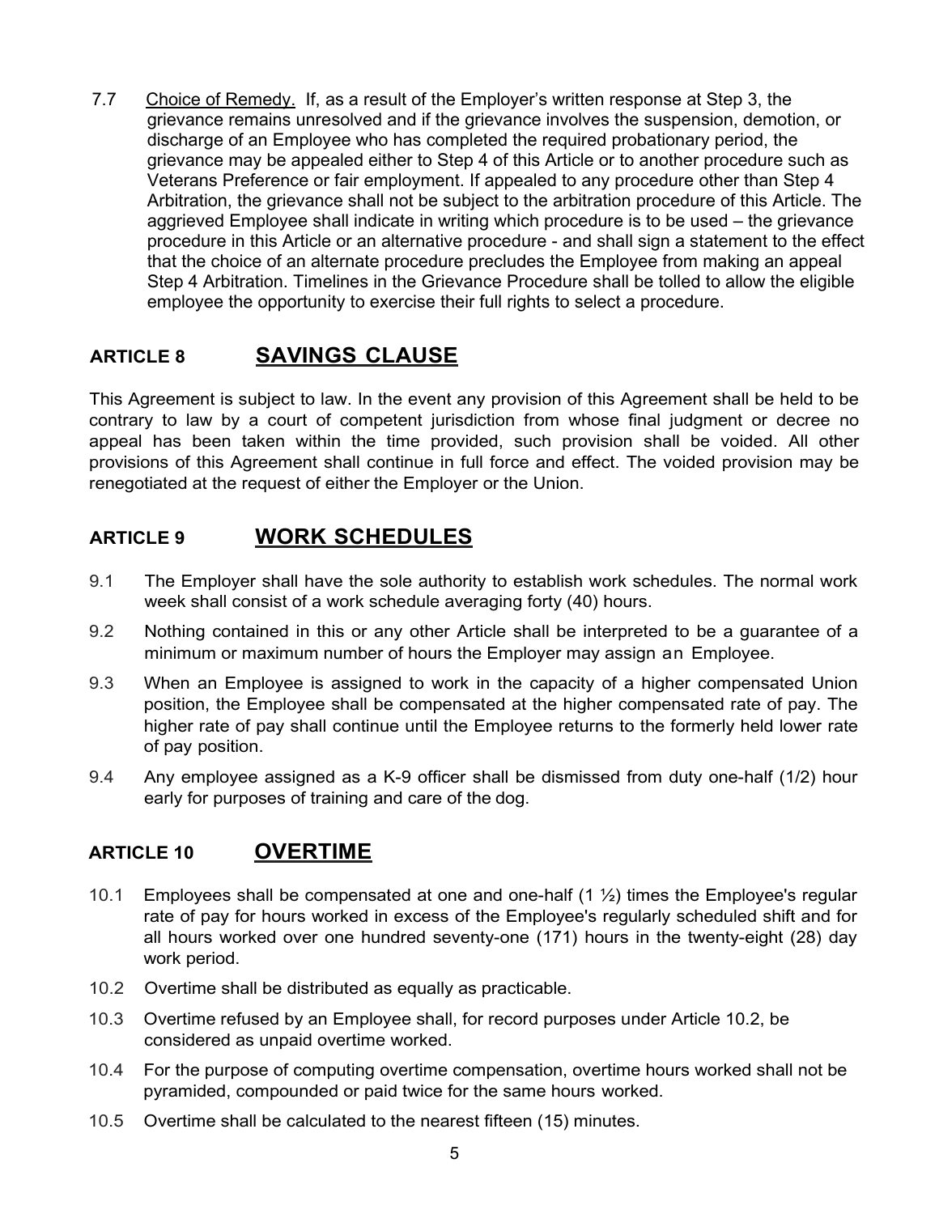7.7 Choice of Remedy. If, as a result of the Employer's written response at Step 3, the grievance remains unresolved and if the grievance involves the suspension, demotion, or discharge of an Employee who has completed the required probationary period, the grievance may be appealed either to Step 4 of this Article or to another procedure such as Veterans Preference or fair employment. If appealed to any procedure other than Step 4 Arbitration, the grievance shall not be subject to the arbitration procedure of this Article. The aggrieved Employee shall indicate in writing which procedure is to be used – the grievance procedure in this Article or an alternative procedure - and shall sign a statement to the effect that the choice of an alternate procedure precludes the Employee from making an appeal Step 4 Arbitration. Timelines in the Grievance Procedure shall be tolled to allow the eligible employee the opportunity to exercise their full rights to select a procedure.

## ARTICLE 8 SAVINGS CLAUSE

This Agreement is subject to law. In the event any provision of this Agreement shall be held to be contrary to law by a court of competent jurisdiction from whose final judgment or decree no appeal has been taken within the time provided, such provision shall be voided. All other provisions of this Agreement shall continue in full force and effect. The voided provision may be renegotiated at the request of either the Employer or the Union.

## ARTICLE 9 WORK SCHEDULES

9.1 The Employer shall have the sole authority to establish work schedules. The normal work week shall consist of a work schedule averaging forty (40) hours.

9.2 Nothing contained in this or any other Article shall be interpreted to be a guarantee of a minimum or maximum number of hours the Employer may assign an Employee.

9.3 When an Employee is assigned to work in the capacity of a higher compensated Union position, the Employee shall be compensated at the higher compensated rate of pay. The higher rate of pay shall continue until the Employee returns to the formerly held lower rate of pay position.

9.4 Any employee assigned as a K-9 officer shall be dismissed from duty one-half (1/2) hour early for purposes of training and care of the dog.

## ARTICLE 10 OVERTIME

10.1 Employees shall be compensated at one and one-half (1 ½) times the Employee's regular rate of pay for hours worked in excess of the Employee's regularly scheduled shift and for all hours worked over one hundred seventy-one (171) hours in the twenty-eight (28) day work period.

10.2 Overtime shall be distributed as equally as practicable.

10.3 Overtime refused by an Employee shall, for record purposes under Article 10.2, be considered as unpaid overtime worked.

10.4 For the purpose of computing overtime compensation, overtime hours worked shall not be pyramided, compounded or paid twice for the same hours worked.

10.5 Overtime shall be calculated to the nearest fifteen (15) minutes.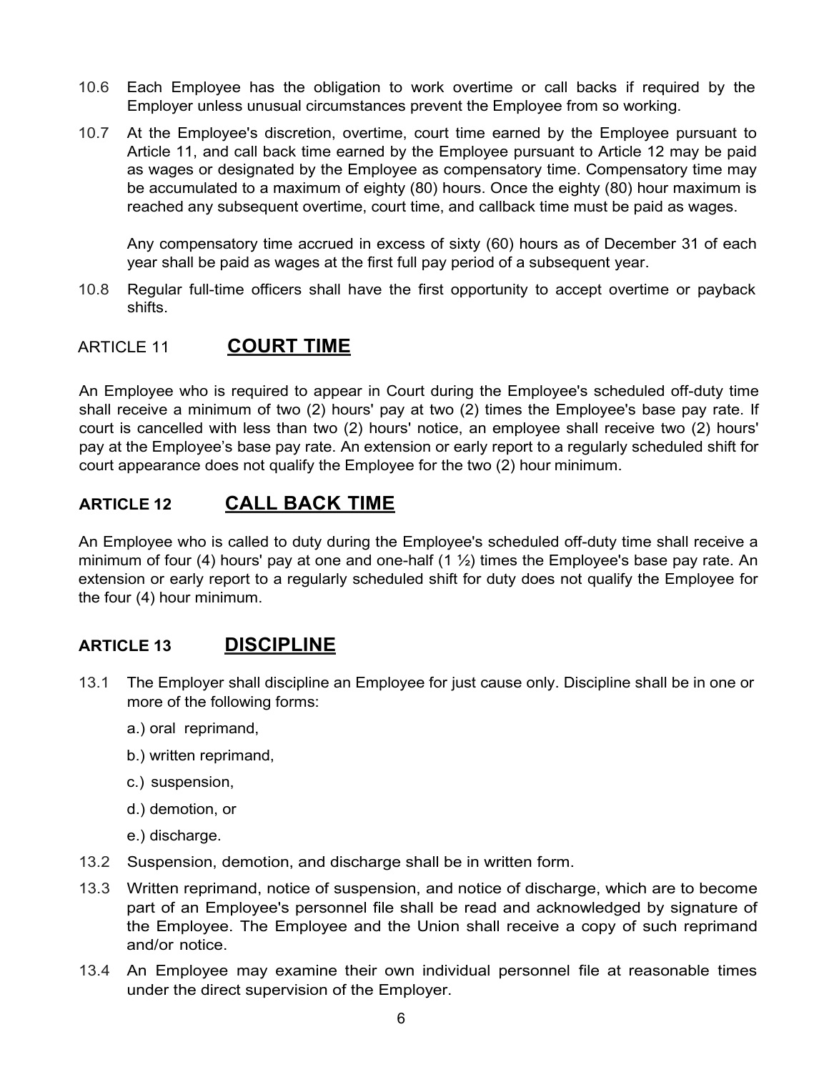10.6 Each Employee has the obligation to work overtime or call backs if required by the Employer unless unusual circumstances prevent the Employee from so working.

10.7 At the Employee's discretion, overtime, court time earned by the Employee pursuant to Article 11, and call back time earned by the Employee pursuant to Article 12 may be paid as wages or designated by the Employee as compensatory time. Compensatory time may be accumulated to a maximum of eighty (80) hours. Once the eighty (80) hour maximum is reached any subsequent overtime, court time, and callback time must be paid as wages.

Any compensatory time accrued in excess of sixty (60) hours as of December 31 of each year shall be paid as wages at the first full pay period of a subsequent year.

10.8 Regular full-time officers shall have the first opportunity to accept overtime or payback shifts.

## ARTICLE 11 COURT TIME

An Employee who is required to appear in Court during the Employee's scheduled off-duty time shall receive a minimum of two (2) hours' pay at two (2) times the Employee's base pay rate. If court is cancelled with less than two (2) hours' notice, an employee shall receive two (2) hours' pay at the Employee's base pay rate. An extension or early report to a regularly scheduled shift for court appearance does not qualify the Employee for the two (2) hour minimum.

## ARTICLE 12 CALL BACK TIME

An Employee who is called to duty during the Employee's scheduled off-duty time shall receive a minimum of four (4) hours' pay at one and one-half (1 ½) times the Employee's base pay rate. An extension or early report to a regularly scheduled shift for duty does not qualify the Employee for the four (4) hour minimum.

## ARTICLE 13 DISCIPLINE

13.1 The Employer shall discipline an Employee for just cause only. Discipline shall be in one or more of the following forms:

a.) oral reprimand,

b.) written reprimand,

c.) suspension,

d.) demotion, or

e.) discharge.

13.2 Suspension, demotion, and discharge shall be in written form.

13.3 Written reprimand, notice of suspension, and notice of discharge, which are to become part of an Employee's personnel file shall be read and acknowledged by signature of the Employee. The Employee and the Union shall receive a copy of such reprimand and/or notice.

13.4 An Employee may examine their own individual personnel file at reasonable times under the direct supervision of the Employer.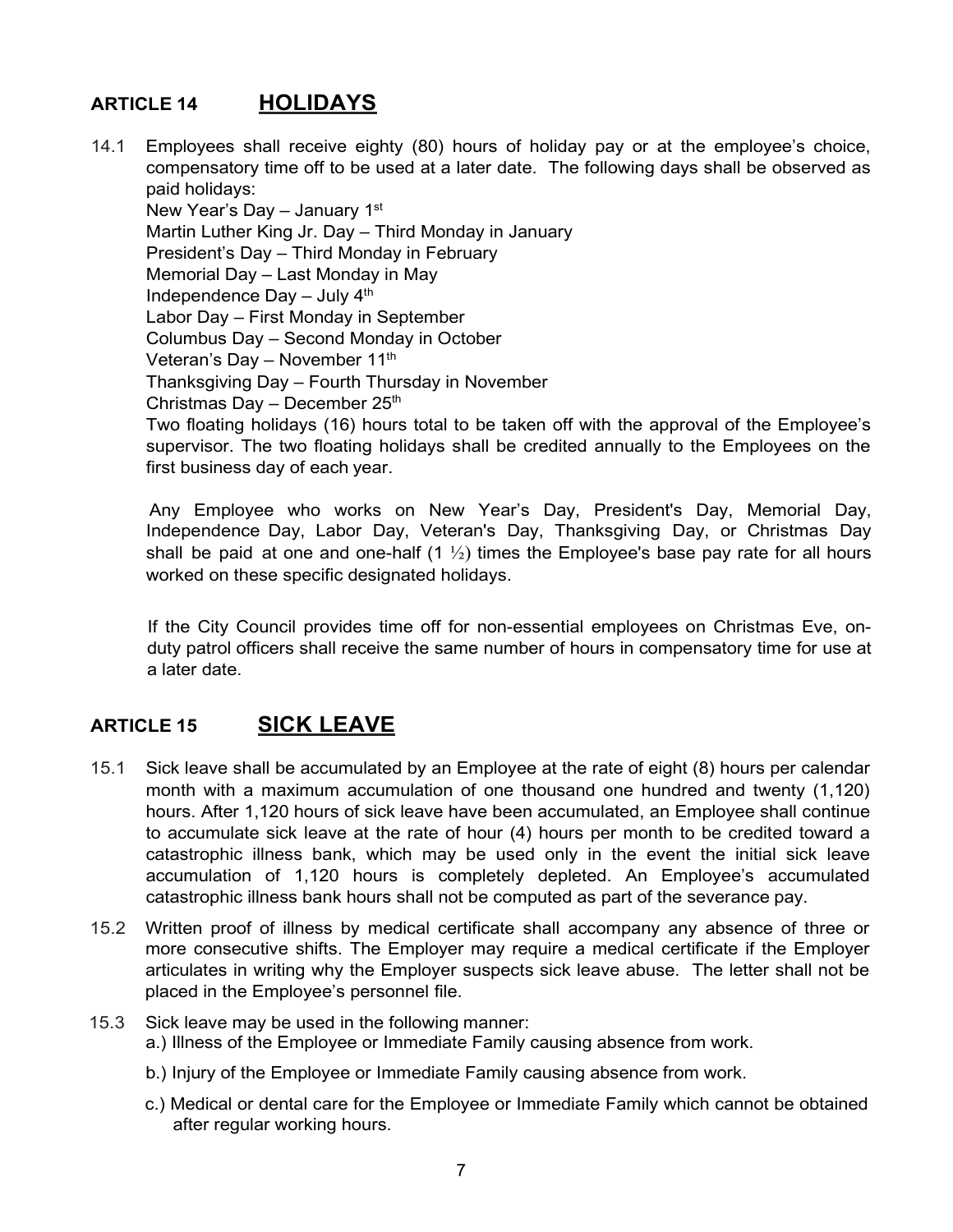## ARTICLE 14 HOLIDAYS

14.1 Employees shall receive eighty (80) hours of holiday pay or at the employee's choice, compensatory time off to be used at a later date. The following days shall be observed as paid holidays:

New Year's Day – January 1st
Martin Luther King Jr. Day – Third Monday in January
President's Day – Third Monday in February
Memorial Day – Last Monday in May
Independence Day – July 4th
Labor Day – First Monday in September
Columbus Day – Second Monday in October
Veteran's Day – November 11th
Thanksgiving Day – Fourth Thursday in November
Christmas Day – December 25th
Two floating holidays (16) hours total to be taken off with the approval of the Employee's supervisor. The two floating holidays shall be credited annually to the Employees on the first business day of each year.

Any Employee who works on New Year's Day, President's Day, Memorial Day, Independence Day, Labor Day, Veteran's Day, Thanksgiving Day, or Christmas Day shall be paid at one and one-half (1 ½) times the Employee's base pay rate for all hours worked on these specific designated holidays.

If the City Council provides time off for non-essential employees on Christmas Eve, on-duty patrol officers shall receive the same number of hours in compensatory time for use at a later date.

## ARTICLE 15 SICK LEAVE

15.1 Sick leave shall be accumulated by an Employee at the rate of eight (8) hours per calendar month with a maximum accumulation of one thousand one hundred and twenty (1,120) hours. After 1,120 hours of sick leave have been accumulated, an Employee shall continue to accumulate sick leave at the rate of hour (4) hours per month to be credited toward a catastrophic illness bank, which may be used only in the event the initial sick leave accumulation of 1,120 hours is completely depleted. An Employee's accumulated catastrophic illness bank hours shall not be computed as part of the severance pay.

15.2 Written proof of illness by medical certificate shall accompany any absence of three or more consecutive shifts. The Employer may require a medical certificate if the Employer articulates in writing why the Employer suspects sick leave abuse. The letter shall not be placed in the Employee's personnel file.

15.3 Sick leave may be used in the following manner:

a.) Illness of the Employee or Immediate Family causing absence from work.

b.) Injury of the Employee or Immediate Family causing absence from work.

c.) Medical or dental care for the Employee or Immediate Family which cannot be obtained after regular working hours.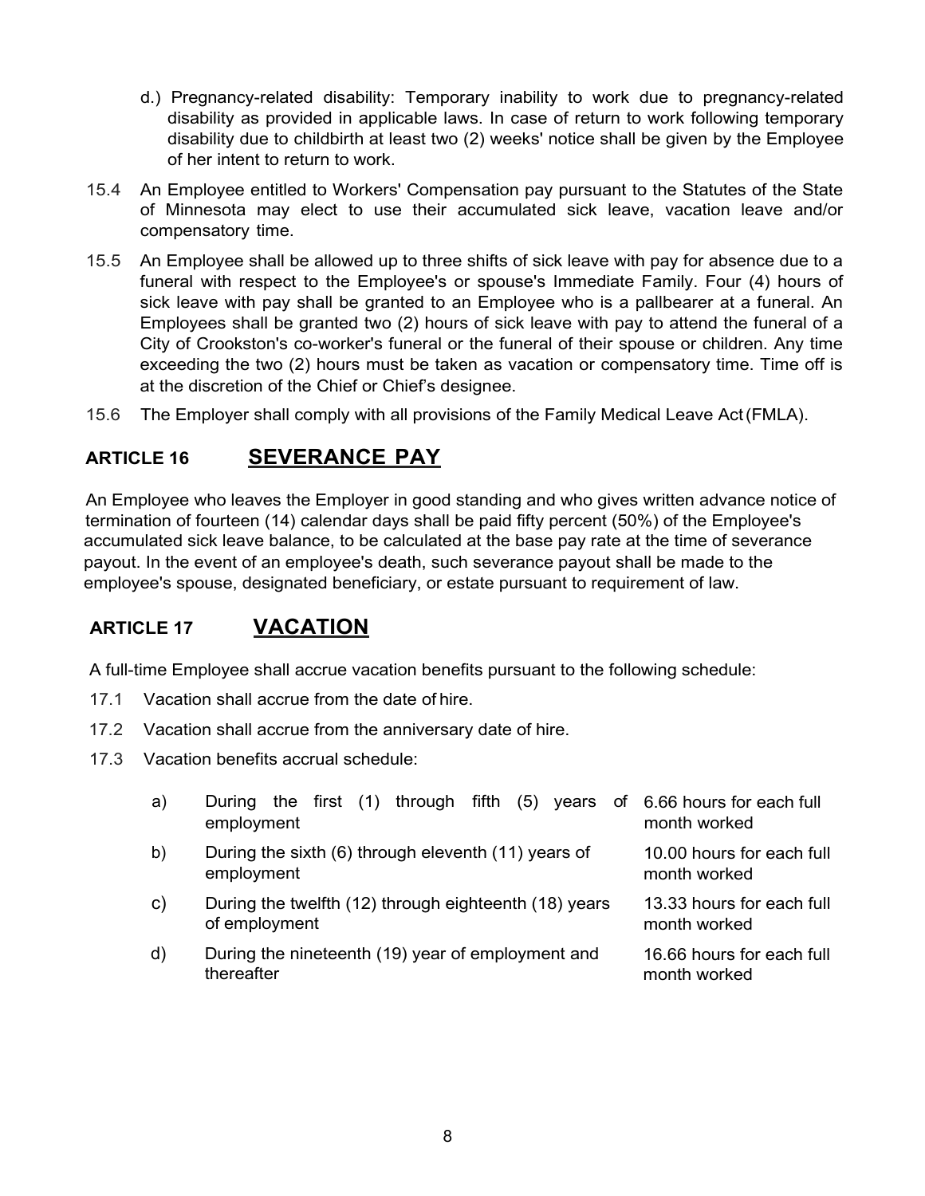d.) Pregnancy-related disability: Temporary inability to work due to pregnancy-related disability as provided in applicable laws. In case of return to work following temporary disability due to childbirth at least two (2) weeks' notice shall be given by the Employee of her intent to return to work.

15.4 An Employee entitled to Workers' Compensation pay pursuant to the Statutes of the State of Minnesota may elect to use their accumulated sick leave, vacation leave and/or compensatory time.

15.5 An Employee shall be allowed up to three shifts of sick leave with pay for absence due to a funeral with respect to the Employee's or spouse's Immediate Family. Four (4) hours of sick leave with pay shall be granted to an Employee who is a pallbearer at a funeral. An Employees shall be granted two (2) hours of sick leave with pay to attend the funeral of a City of Crookston's co-worker's funeral or the funeral of their spouse or children. Any time exceeding the two (2) hours must be taken as vacation or compensatory time. Time off is at the discretion of the Chief or Chief's designee.

15.6 The Employer shall comply with all provisions of the Family Medical Leave Act (FMLA).

## ARTICLE 16 SEVERANCE PAY

An Employee who leaves the Employer in good standing and who gives written advance notice of termination of fourteen (14) calendar days shall be paid fifty percent (50%) of the Employee's accumulated sick leave balance, to be calculated at the base pay rate at the time of severance payout. In the event of an employee's death, such severance payout shall be made to the employee's spouse, designated beneficiary, or estate pursuant to requirement of law.

## ARTICLE 17 VACATION

A full-time Employee shall accrue vacation benefits pursuant to the following schedule:

17.1 Vacation shall accrue from the date of hire.

17.2 Vacation shall accrue from the anniversary date of hire.

17.3 Vacation benefits accrual schedule:

| | | |
|---|---|---|
| a) | During the first (1) through fifth (5) years of employment | 6.66 hours for each full month worked |
| b) | During the sixth (6) through eleventh (11) years of employment | 10.00 hours for each full month worked |
| c) | During the twelfth (12) through eighteenth (18) years of employment | 13.33 hours for each full month worked |
| d) | During the nineteenth (19) year of employment and thereafter | 16.66 hours for each full month worked |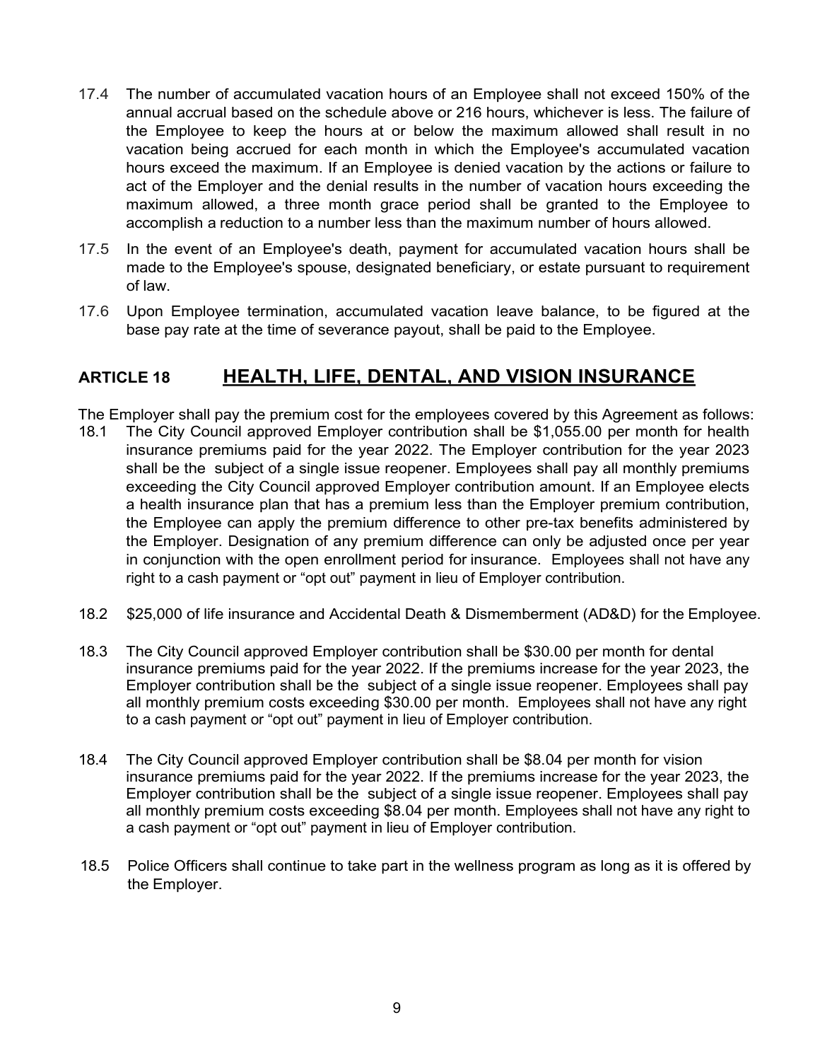17.4 The number of accumulated vacation hours of an Employee shall not exceed 150% of the annual accrual based on the schedule above or 216 hours, whichever is less. The failure of the Employee to keep the hours at or below the maximum allowed shall result in no vacation being accrued for each month in which the Employee's accumulated vacation hours exceed the maximum. If an Employee is denied vacation by the actions or failure to act of the Employer and the denial results in the number of vacation hours exceeding the maximum allowed, a three month grace period shall be granted to the Employee to accomplish a reduction to a number less than the maximum number of hours allowed.

17.5 In the event of an Employee's death, payment for accumulated vacation hours shall be made to the Employee's spouse, designated beneficiary, or estate pursuant to requirement of law.

17.6 Upon Employee termination, accumulated vacation leave balance, to be figured at the base pay rate at the time of severance payout, shall be paid to the Employee.

## ARTICLE 18 HEALTH, LIFE, DENTAL, AND VISION INSURANCE

The Employer shall pay the premium cost for the employees covered by this Agreement as follows:

18.1 The City Council approved Employer contribution shall be $1,055.00 per month for health insurance premiums paid for the year 2022. The Employer contribution for the year 2023 shall be the subject of a single issue reopener. Employees shall pay all monthly premiums exceeding the City Council approved Employer contribution amount. If an Employee elects a health insurance plan that has a premium less than the Employer premium contribution, the Employee can apply the premium difference to other pre-tax benefits administered by the Employer. Designation of any premium difference can only be adjusted once per year in conjunction with the open enrollment period for insurance. Employees shall not have any right to a cash payment or "opt out" payment in lieu of Employer contribution.

18.2 $25,000 of life insurance and Accidental Death & Dismemberment (AD&D) for the Employee.

18.3 The City Council approved Employer contribution shall be $30.00 per month for dental insurance premiums paid for the year 2022. If the premiums increase for the year 2023, the Employer contribution shall be the subject of a single issue reopener. Employees shall pay all monthly premium costs exceeding $30.00 per month. Employees shall not have any right to a cash payment or "opt out" payment in lieu of Employer contribution.

18.4 The City Council approved Employer contribution shall be $8.04 per month for vision insurance premiums paid for the year 2022. If the premiums increase for the year 2023, the Employer contribution shall be the subject of a single issue reopener. Employees shall pay all monthly premium costs exceeding $8.04 per month. Employees shall not have any right to a cash payment or "opt out" payment in lieu of Employer contribution.

18.5 Police Officers shall continue to take part in the wellness program as long as it is offered by the Employer.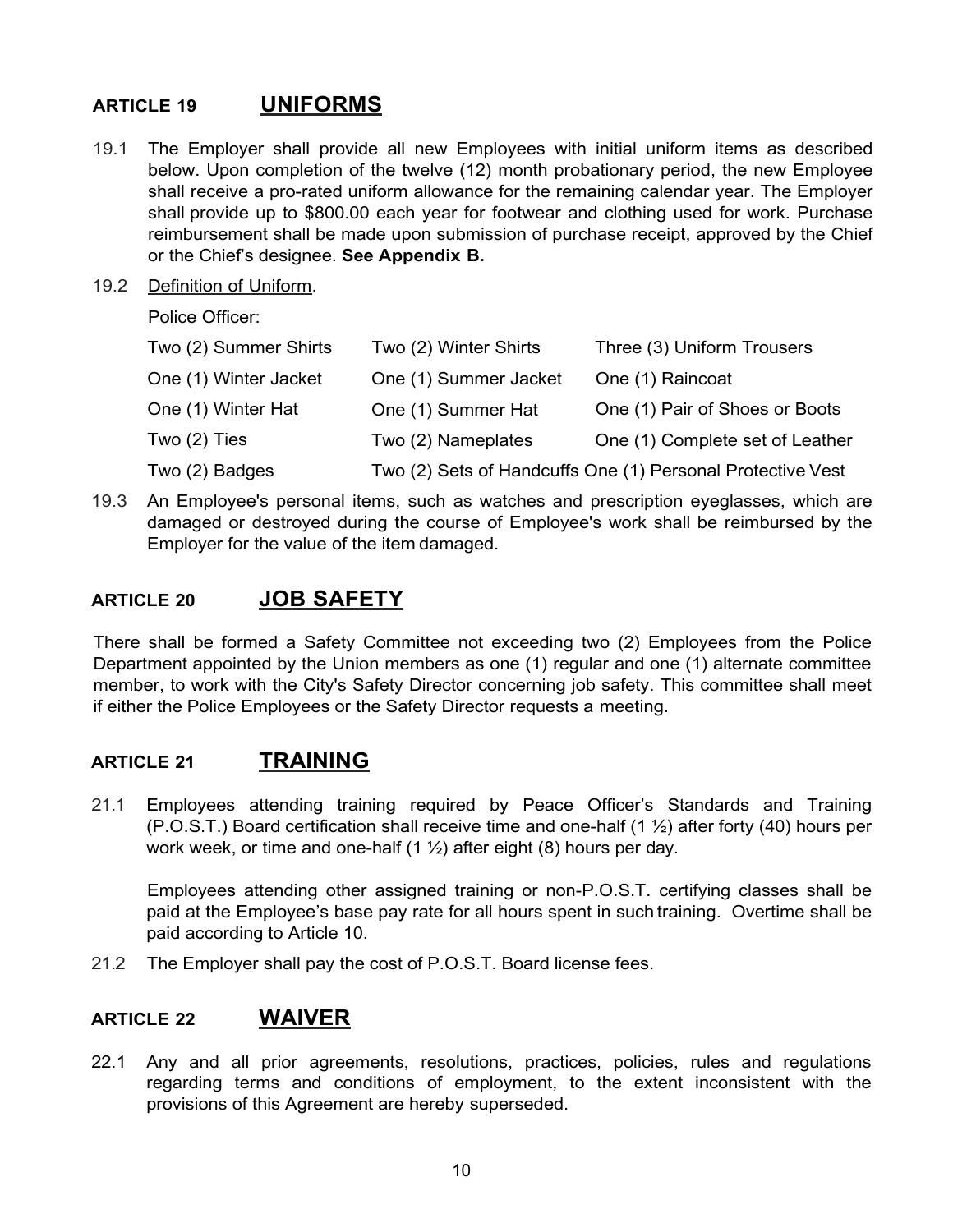## ARTICLE 19 UNIFORMS

19.1 The Employer shall provide all new Employees with initial uniform items as described below. Upon completion of the twelve (12) month probationary period, the new Employee shall receive a pro-rated uniform allowance for the remaining calendar year. The Employer shall provide up to $800.00 each year for footwear and clothing used for work. Purchase reimbursement shall be made upon submission of purchase receipt, approved by the Chief or the Chief's designee. **See Appendix B.**

19.2 Definition of Uniform.

Police Officer:

| | | |
|---|---|---|
| Two (2) Summer Shirts | Two (2) Winter Shirts | Three (3) Uniform Trousers |
| One (1) Winter Jacket | One (1) Summer Jacket | One (1) Raincoat |
| One (1) Winter Hat | One (1) Summer Hat | One (1) Pair of Shoes or Boots |
| Two (2) Ties | Two (2) Nameplates | One (1) Complete set of Leather |
| Two (2) Badges | Two (2) Sets of Handcuffs | One (1) Personal Protective Vest |

19.3 An Employee's personal items, such as watches and prescription eyeglasses, which are damaged or destroyed during the course of Employee's work shall be reimbursed by the Employer for the value of the item damaged.

## ARTICLE 20 JOB SAFETY

There shall be formed a Safety Committee not exceeding two (2) Employees from the Police Department appointed by the Union members as one (1) regular and one (1) alternate committee member, to work with the City's Safety Director concerning job safety. This committee shall meet if either the Police Employees or the Safety Director requests a meeting.

## ARTICLE 21 TRAINING

21.1 Employees attending training required by Peace Officer's Standards and Training (P.O.S.T.) Board certification shall receive time and one-half (1 ½) after forty (40) hours per work week, or time and one-half (1 ½) after eight (8) hours per day.

Employees attending other assigned training or non-P.O.S.T. certifying classes shall be paid at the Employee's base pay rate for all hours spent in such training. Overtime shall be paid according to Article 10.

21.2 The Employer shall pay the cost of P.O.S.T. Board license fees.

## ARTICLE 22 WAIVER

22.1 Any and all prior agreements, resolutions, practices, policies, rules and regulations regarding terms and conditions of employment, to the extent inconsistent with the provisions of this Agreement are hereby superseded.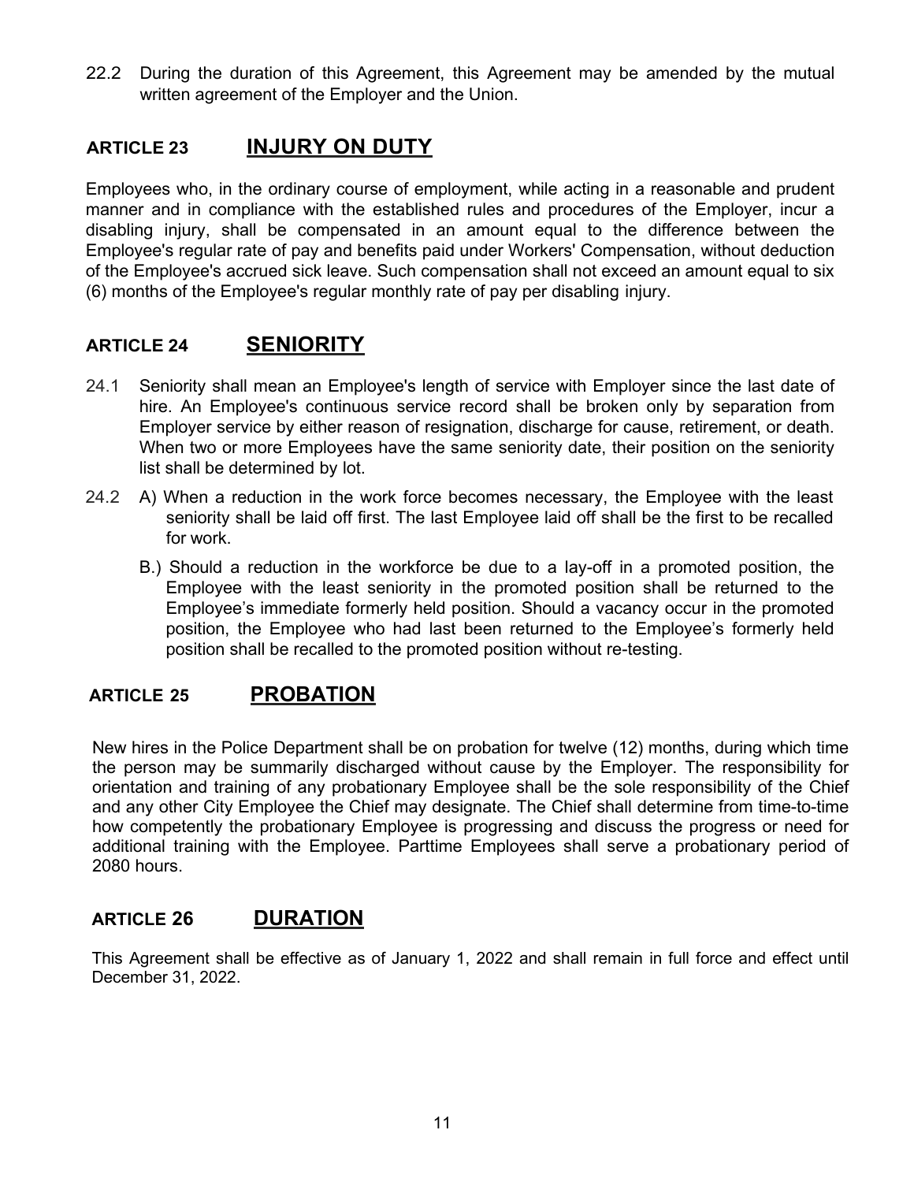22.2 During the duration of this Agreement, this Agreement may be amended by the mutual written agreement of the Employer and the Union.

## ARTICLE 23 INJURY ON DUTY

Employees who, in the ordinary course of employment, while acting in a reasonable and prudent manner and in compliance with the established rules and procedures of the Employer, incur a disabling injury, shall be compensated in an amount equal to the difference between the Employee's regular rate of pay and benefits paid under Workers' Compensation, without deduction of the Employee's accrued sick leave. Such compensation shall not exceed an amount equal to six (6) months of the Employee's regular monthly rate of pay per disabling injury.

## ARTICLE 24 SENIORITY

24.1 Seniority shall mean an Employee's length of service with Employer since the last date of hire. An Employee's continuous service record shall be broken only by separation from Employer service by either reason of resignation, discharge for cause, retirement, or death. When two or more Employees have the same seniority date, their position on the seniority list shall be determined by lot.

24.2 A) When a reduction in the work force becomes necessary, the Employee with the least seniority shall be laid off first. The last Employee laid off shall be the first to be recalled for work.

B.) Should a reduction in the workforce be due to a lay-off in a promoted position, the Employee with the least seniority in the promoted position shall be returned to the Employee's immediate formerly held position. Should a vacancy occur in the promoted position, the Employee who had last been returned to the Employee's formerly held position shall be recalled to the promoted position without re-testing.

## ARTICLE 25 PROBATION

New hires in the Police Department shall be on probation for twelve (12) months, during which time the person may be summarily discharged without cause by the Employer. The responsibility for orientation and training of any probationary Employee shall be the sole responsibility of the Chief and any other City Employee the Chief may designate. The Chief shall determine from time-to-time how competently the probationary Employee is progressing and discuss the progress or need for additional training with the Employee. Parttime Employees shall serve a probationary period of 2080 hours.

## ARTICLE 26 DURATION

This Agreement shall be effective as of January 1, 2022 and shall remain in full force and effect until December 31, 2022.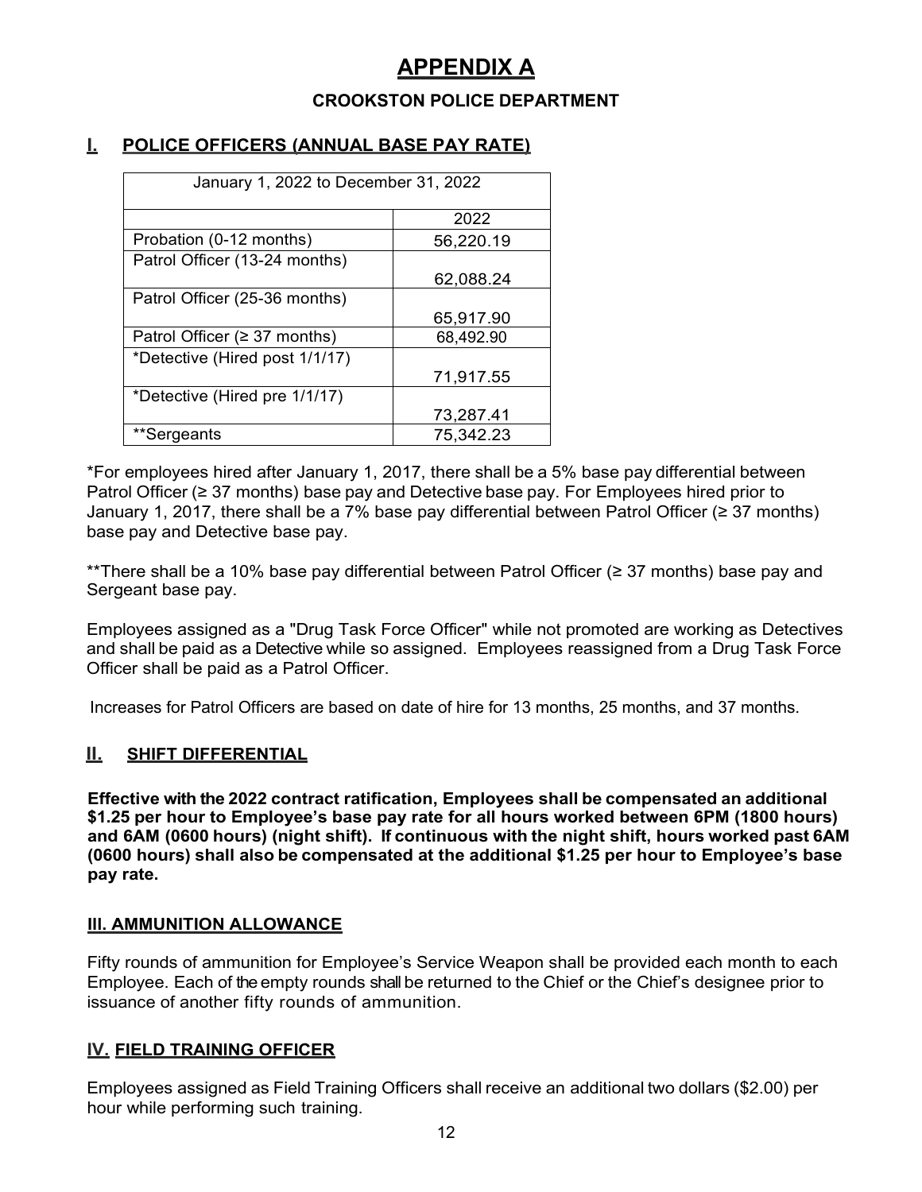# APPENDIX A

## CROOKSTON POLICE DEPARTMENT

## I. POLICE OFFICERS (ANNUAL BASE PAY RATE)

| January 1, 2022 to December 31, 2022 | |
|---|---|
| | 2022 |
| Probation (0-12 months) | 56,220.19 |
| Patrol Officer (13-24 months) | 62,088.24 |
| Patrol Officer (25-36 months) | 65,917.90 |
| Patrol Officer (≥ 37 months) | 68,492.90 |
| *Detective (Hired post 1/1/17) | 71,917.55 |
| *Detective (Hired pre 1/1/17) | 73,287.41 |
| **Sergeants | 75,342.23 |

*For employees hired after January 1, 2017, there shall be a 5% base pay differential between Patrol Officer (≥ 37 months) base pay and Detective base pay. For Employees hired prior to January 1, 2017, there shall be a 7% base pay differential between Patrol Officer (≥ 37 months) base pay and Detective base pay.

**There shall be a 10% base pay differential between Patrol Officer (≥ 37 months) base pay and Sergeant base pay.

Employees assigned as a "Drug Task Force Officer" while not promoted are working as Detectives and shall be paid as a Detective while so assigned. Employees reassigned from a Drug Task Force Officer shall be paid as a Patrol Officer.

Increases for Patrol Officers are based on date of hire for 13 months, 25 months, and 37 months.

## II. SHIFT DIFFERENTIAL

**Effective with the 2022 contract ratification, Employees shall be compensated an additional $1.25 per hour to Employee's base pay rate for all hours worked between 6PM (1800 hours) and 6AM (0600 hours) (night shift). If continuous with the night shift, hours worked past 6AM (0600 hours) shall also be compensated at the additional $1.25 per hour to Employee's base pay rate.**

## III. AMMUNITION ALLOWANCE

Fifty rounds of ammunition for Employee's Service Weapon shall be provided each month to each Employee. Each of the empty rounds shall be returned to the Chief or the Chief's designee prior to issuance of another fifty rounds of ammunition.

## IV. FIELD TRAINING OFFICER

Employees assigned as Field Training Officers shall receive an additional two dollars ($2.00) per hour while performing such training.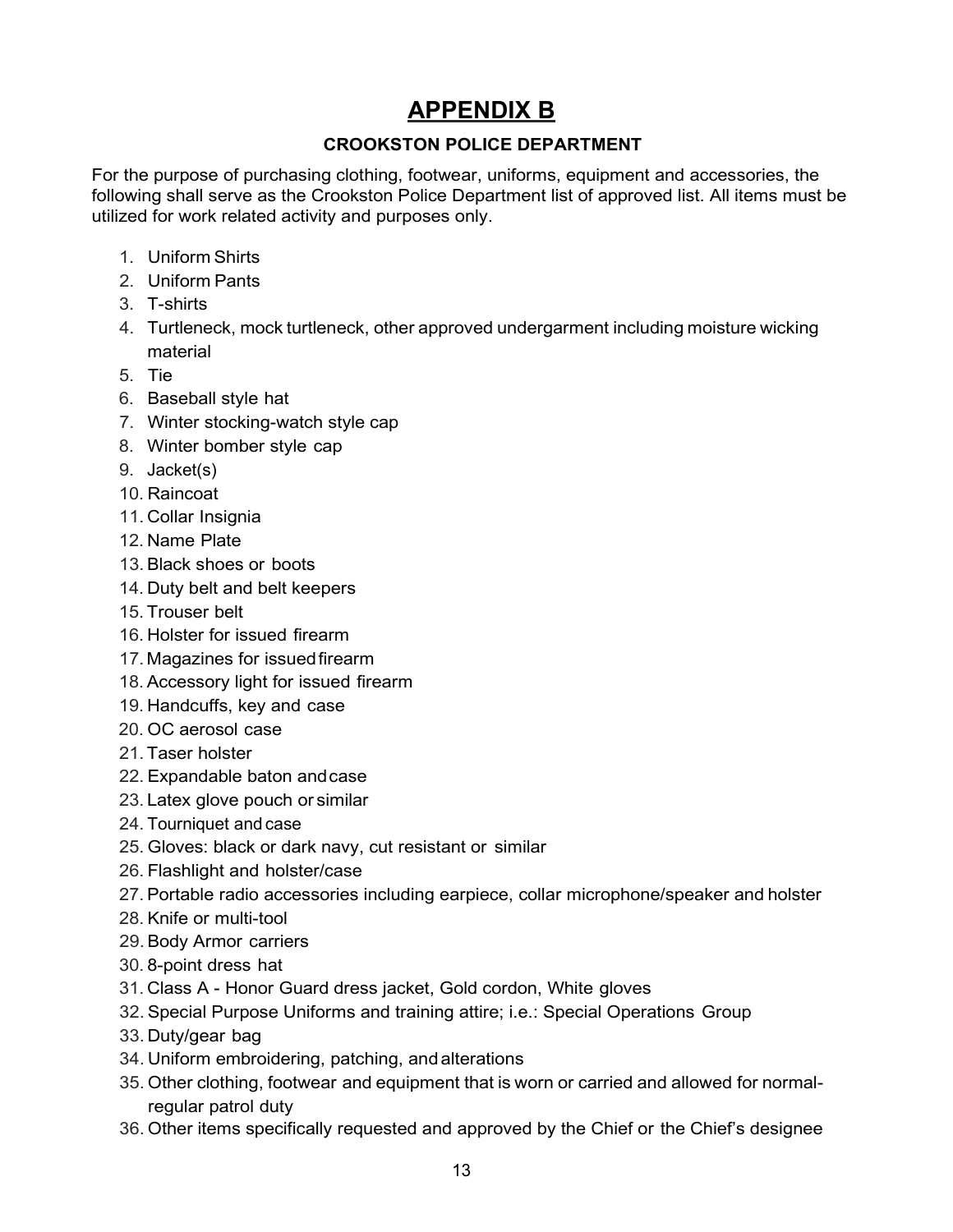# APPENDIX B

**CROOKSTON POLICE DEPARTMENT**

For the purpose of purchasing clothing, footwear, uniforms, equipment and accessories, the following shall serve as the Crookston Police Department list of approved list. All items must be utilized for work related activity and purposes only.

1. Uniform Shirts
2. Uniform Pants
3. T-shirts
4. Turtleneck, mock turtleneck, other approved undergarment including moisture wicking material
5. Tie
6. Baseball style hat
7. Winter stocking-watch style cap
8. Winter bomber style cap
9. Jacket(s)
10. Raincoat
11. Collar Insignia
12. Name Plate
13. Black shoes or boots
14. Duty belt and belt keepers
15. Trouser belt
16. Holster for issued firearm
17. Magazines for issued firearm
18. Accessory light for issued firearm
19. Handcuffs, key and case
20. OC aerosol case
21. Taser holster
22. Expandable baton and case
23. Latex glove pouch or similar
24. Tourniquet and case
25. Gloves: black or dark navy, cut resistant or similar
26. Flashlight and holster/case
27. Portable radio accessories including earpiece, collar microphone/speaker and holster
28. Knife or multi-tool
29. Body Armor carriers
30. 8-point dress hat
31. Class A - Honor Guard dress jacket, Gold cordon, White gloves
32. Special Purpose Uniforms and training attire; i.e.: Special Operations Group
33. Duty/gear bag
34. Uniform embroidering, patching, and alterations
35. Other clothing, footwear and equipment that is worn or carried and allowed for normal-regular patrol duty
36. Other items specifically requested and approved by the Chief or the Chief's designee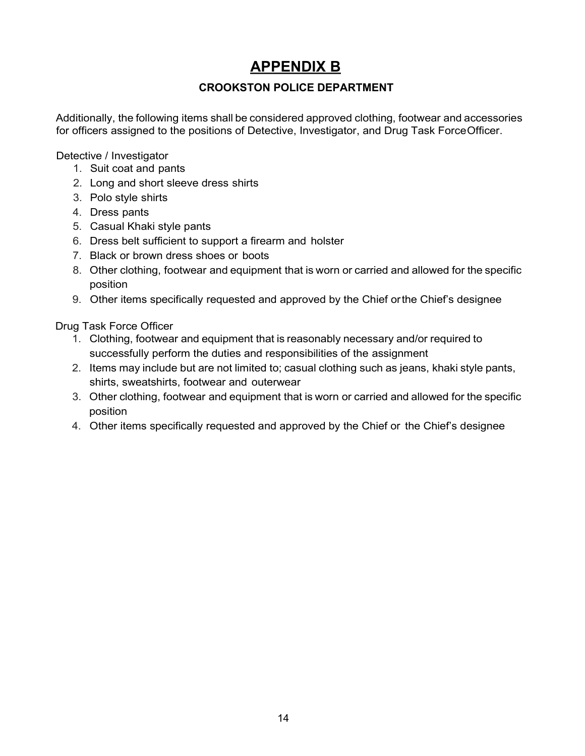# APPENDIX B

## CROOKSTON POLICE DEPARTMENT

Additionally, the following items shall be considered approved clothing, footwear and accessories for officers assigned to the positions of Detective, Investigator, and Drug Task Force Officer.

Detective / Investigator

1. Suit coat and pants
2. Long and short sleeve dress shirts
3. Polo style shirts
4. Dress pants
5. Casual Khaki style pants
6. Dress belt sufficient to support a firearm and holster
7. Black or brown dress shoes or boots
8. Other clothing, footwear and equipment that is worn or carried and allowed for the specific position
9. Other items specifically requested and approved by the Chief or the Chief's designee

Drug Task Force Officer

1. Clothing, footwear and equipment that is reasonably necessary and/or required to successfully perform the duties and responsibilities of the assignment
2. Items may include but are not limited to; casual clothing such as jeans, khaki style pants, shirts, sweatshirts, footwear and outerwear
3. Other clothing, footwear and equipment that is worn or carried and allowed for the specific position
4. Other items specifically requested and approved by the Chief or the Chief's designee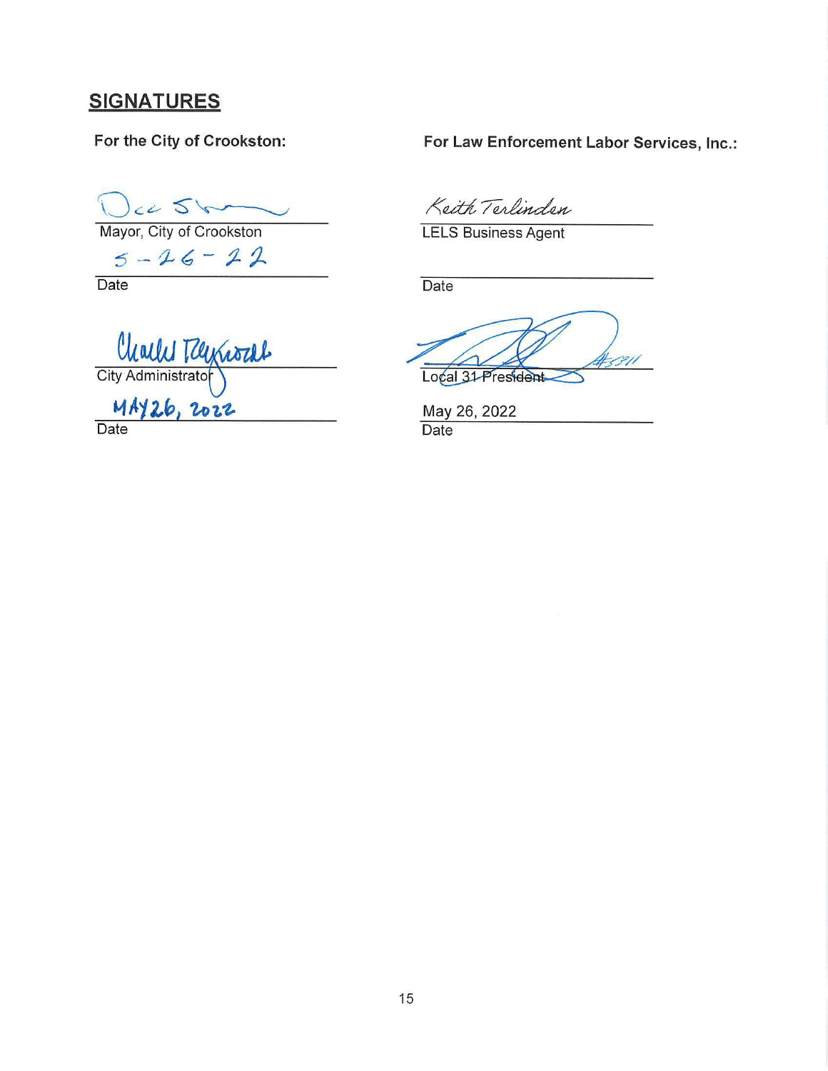## SIGNATURES

**For the City of Crookston:**

Mayor, City of Crookston

5-26-22

Date

City Administrator

MAY 26, 2022

Date

**For Law Enforcement Labor Services, Inc.:**

Keith Terlinden

LELS Business Agent

Date

Local 31 President

May 26, 2022

Date